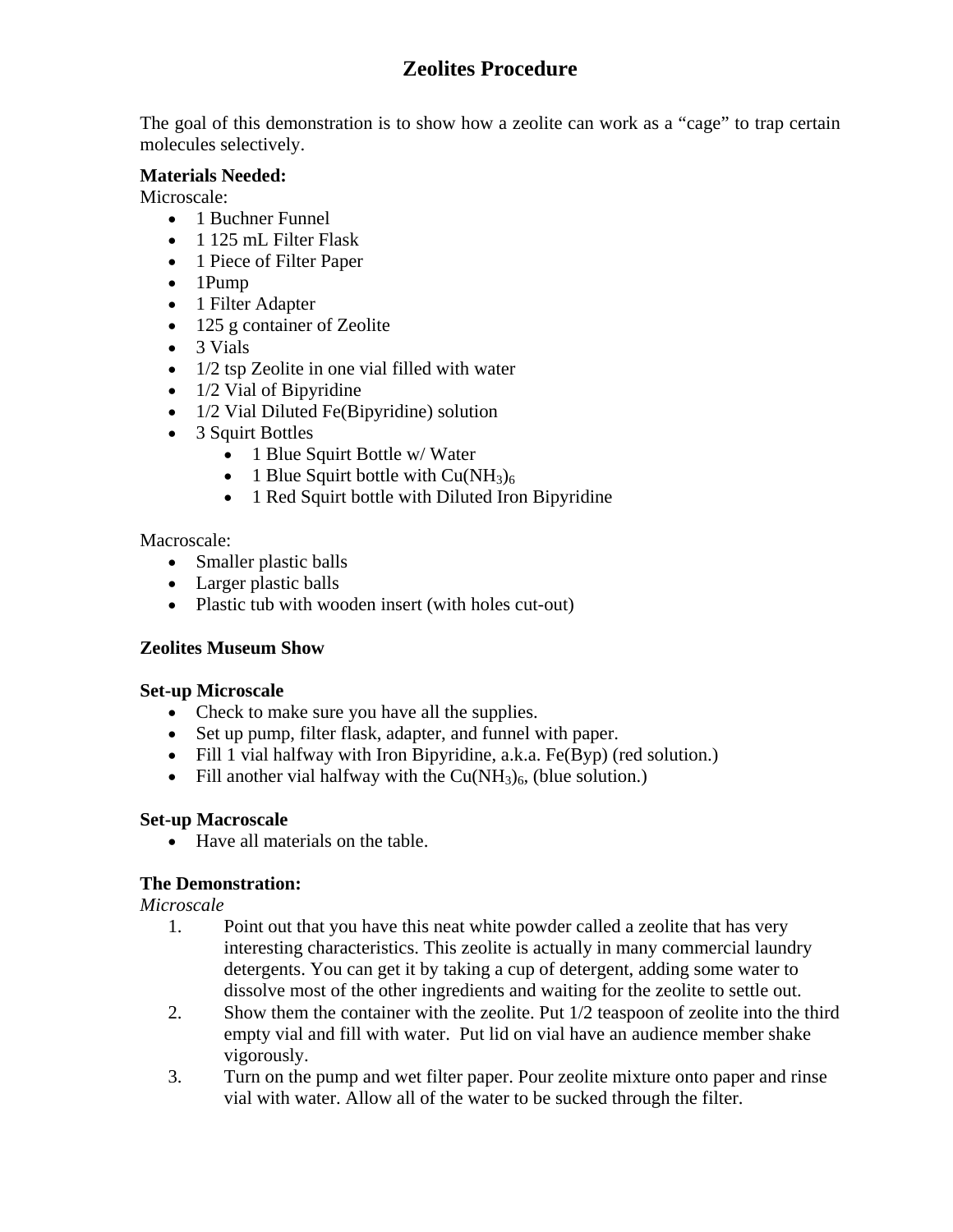# Zeolites Procedure

The goal of this demonstration is to show how a zeolite can work as a "cage" to trap certain molecules selectively.

**Materials Needed:**

Microscale:

- 1 Buchner Funnel
- 1 125 mL Filter Flask
- 1 Piece of Filter Paper
- 1Pump
- 1 Filter Adapter
- 125 g container of Zeolite
- 3 Vials
- 1/2 tsp Zeolite in one vial filled with water
- 1/2 Vial of Bipyridine
- 1/2 Vial Diluted Fe(Bipyridine) solution
- 3 Squirt Bottles
  - 1 Blue Squirt Bottle w/ Water
  - 1 Blue Squirt bottle with $Cu(NH_3)_6$
  - 1 Red Squirt bottle with Diluted Iron Bipyridine

Macroscale:

- Smaller plastic balls
- Larger plastic balls
- Plastic tub with wooden insert (with holes cut-out)

**Zeolites Museum Show**

**Set-up Microscale**

- Check to make sure you have all the supplies.
- Set up pump, filter flask, adapter, and funnel with paper.
- Fill 1 vial halfway with Iron Bipyridine, a.k.a. Fe(Byp) (red solution.)
- Fill another vial halfway with the $Cu(NH_3)_6$, (blue solution.)

**Set-up Macroscale**

- Have all materials on the table.

**The Demonstration:**

*Microscale*

1. Point out that you have this neat white powder called a zeolite that has very interesting characteristics. This zeolite is actually in many commercial laundry detergents. You can get it by taking a cup of detergent, adding some water to dissolve most of the other ingredients and waiting for the zeolite to settle out.
2. Show them the container with the zeolite. Put 1/2 teaspoon of zeolite into the third empty vial and fill with water. Put lid on vial have an audience member shake vigorously.
3. Turn on the pump and wet filter paper. Pour zeolite mixture onto paper and rinse vial with water. Allow all of the water to be sucked through the filter.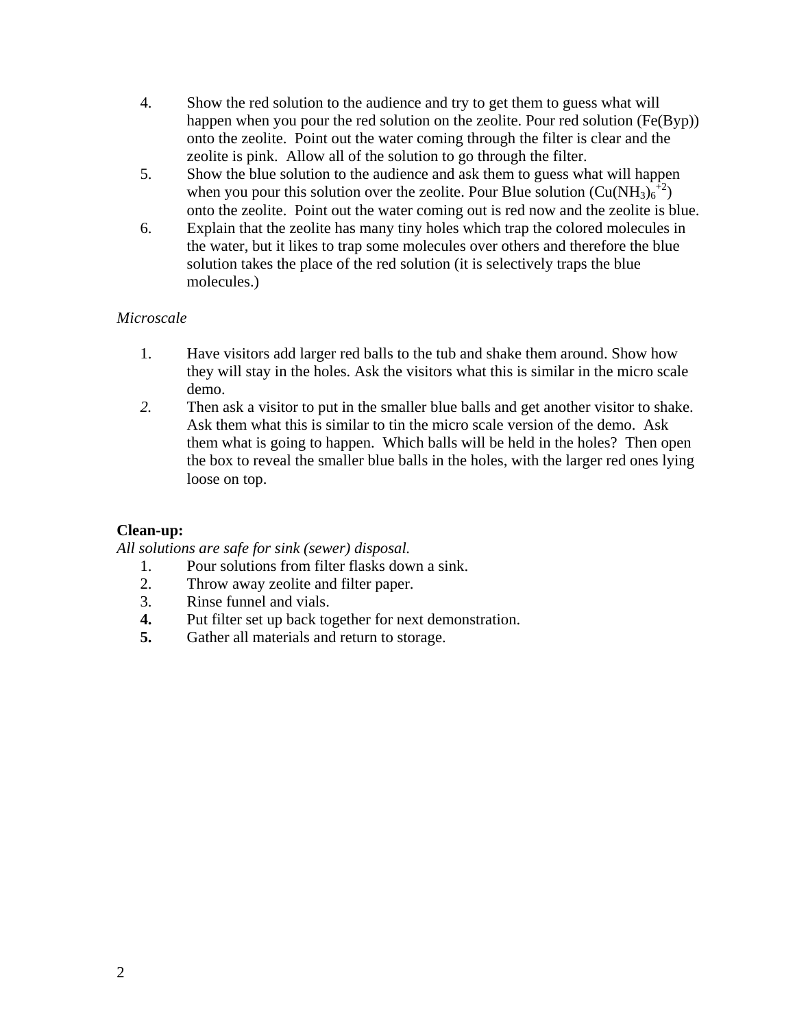4. Show the red solution to the audience and try to get them to guess what will happen when you pour the red solution on the zeolite. Pour red solution (Fe(Byp)) onto the zeolite. Point out the water coming through the filter is clear and the zeolite is pink. Allow all of the solution to go through the filter.
5. Show the blue solution to the audience and ask them to guess what will happen when you pour this solution over the zeolite. Pour Blue solution ($Cu(NH_3)_6^{+2}$) onto the zeolite. Point out the water coming out is red now and the zeolite is blue.
6. Explain that the zeolite has many tiny holes which trap the colored molecules in the water, but it likes to trap some molecules over others and therefore the blue solution takes the place of the red solution (it is selectively traps the blue molecules.)

*Microscale*

1. Have visitors add larger red balls to the tub and shake them around. Show how they will stay in the holes. Ask the visitors what this is similar in the micro scale demo.
2. Then ask a visitor to put in the smaller blue balls and get another visitor to shake. Ask them what this is similar to tin the micro scale version of the demo. Ask them what is going to happen. Which balls will be held in the holes? Then open the box to reveal the smaller blue balls in the holes, with the larger red ones lying loose on top.

**Clean-up:**

*All solutions are safe for sink (sewer) disposal.*

1. Pour solutions from filter flasks down a sink.
2. Throw away zeolite and filter paper.
3. Rinse funnel and vials.
4. Put filter set up back together for next demonstration.
5. Gather all materials and return to storage.